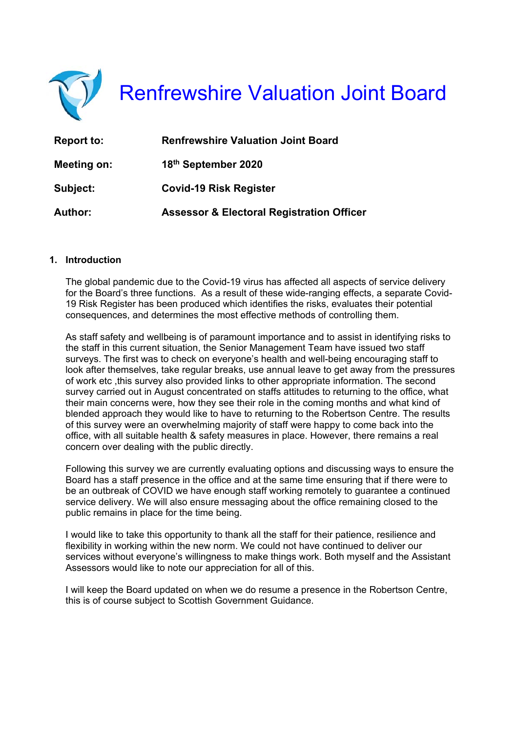# Renfrewshire Valuation Joint Board

| | |
|---|---|
| **Report to:** | **Renfrewshire Valuation Joint Board** |
| **Meeting on:** | **18th September 2020** |
| **Subject:** | **Covid-19 Risk Register** |
| **Author:** | **Assessor & Electoral Registration Officer** |

## 1. Introduction

The global pandemic due to the Covid-19 virus has affected all aspects of service delivery for the Board's three functions. As a result of these wide-ranging effects, a separate Covid-19 Risk Register has been produced which identifies the risks, evaluates their potential consequences, and determines the most effective methods of controlling them.

As staff safety and wellbeing is of paramount importance and to assist in identifying risks to the staff in this current situation, the Senior Management Team have issued two staff surveys. The first was to check on everyone's health and well-being encouraging staff to look after themselves, take regular breaks, use annual leave to get away from the pressures of work etc ,this survey also provided links to other appropriate information. The second survey carried out in August concentrated on staffs attitudes to returning to the office, what their main concerns were, how they see their role in the coming months and what kind of blended approach they would like to have to returning to the Robertson Centre. The results of this survey were an overwhelming majority of staff were happy to come back into the office, with all suitable health & safety measures in place. However, there remains a real concern over dealing with the public directly.

Following this survey we are currently evaluating options and discussing ways to ensure the Board has a staff presence in the office and at the same time ensuring that if there were to be an outbreak of COVID we have enough staff working remotely to guarantee a continued service delivery. We will also ensure messaging about the office remaining closed to the public remains in place for the time being.

I would like to take this opportunity to thank all the staff for their patience, resilience and flexibility in working within the new norm. We could not have continued to deliver our services without everyone's willingness to make things work. Both myself and the Assistant Assessors would like to note our appreciation for all of this.

I will keep the Board updated on when we do resume a presence in the Robertson Centre, this is of course subject to Scottish Government Guidance.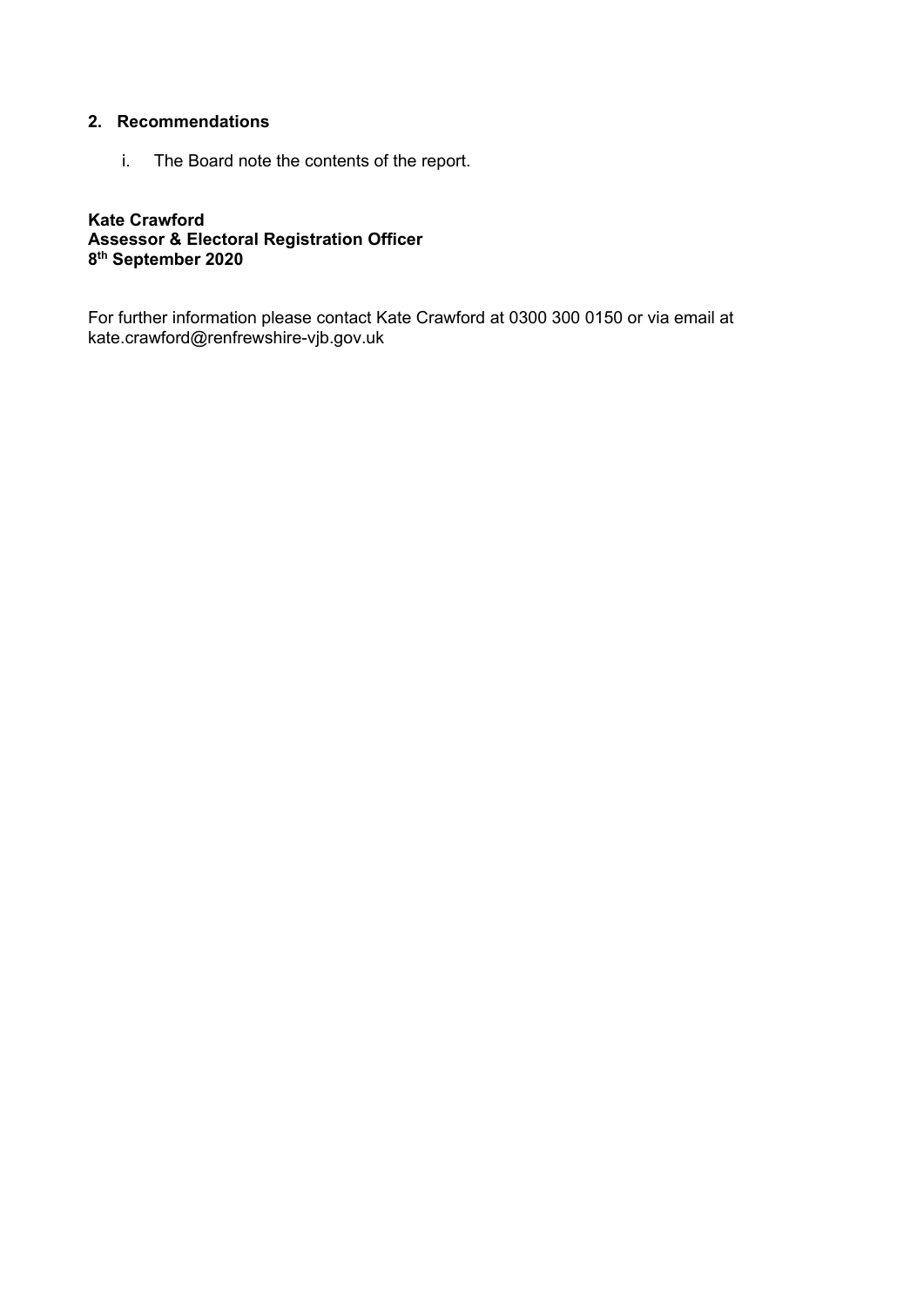## 2. Recommendations

i. The Board note the contents of the report.

**Kate Crawford**
**Assessor & Electoral Registration Officer**
**8th September 2020**

For further information please contact Kate Crawford at 0300 300 0150 or via email at kate.crawford@renfrewshire-vjb.gov.uk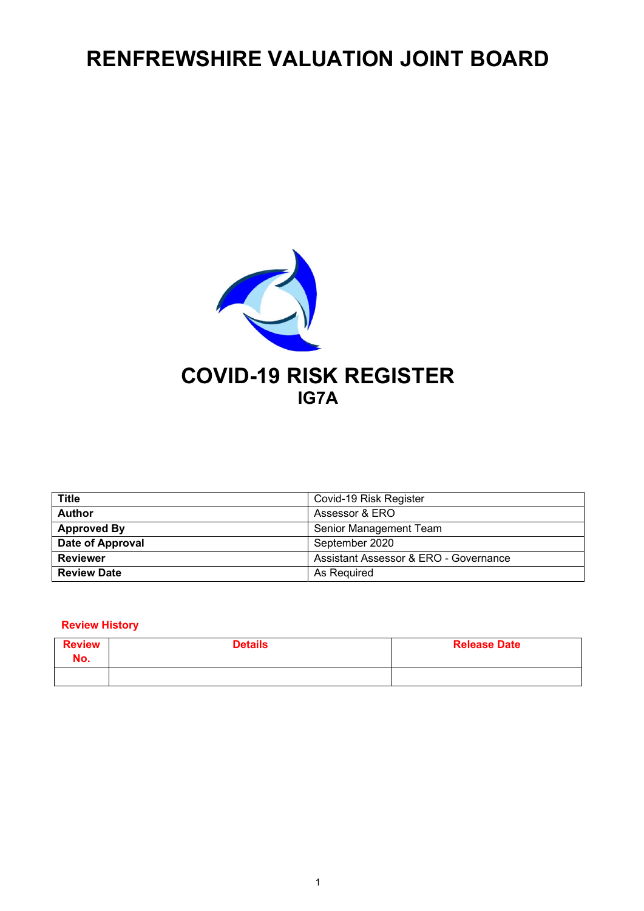# RENFREWSHIRE VALUATION JOINT BOARD

# COVID-19 RISK REGISTER

## IG7A

| Title | Covid-19 Risk Register |
|---|---|
| Author | Assessor & ERO |
| Approved By | Senior Management Team |
| Date of Approval | September 2020 |
| Reviewer | Assistant Assessor & ERO - Governance |
| Review Date | As Required |

**Review History**

| Review No. | Details | Release Date |
|---|---|---|
| | | |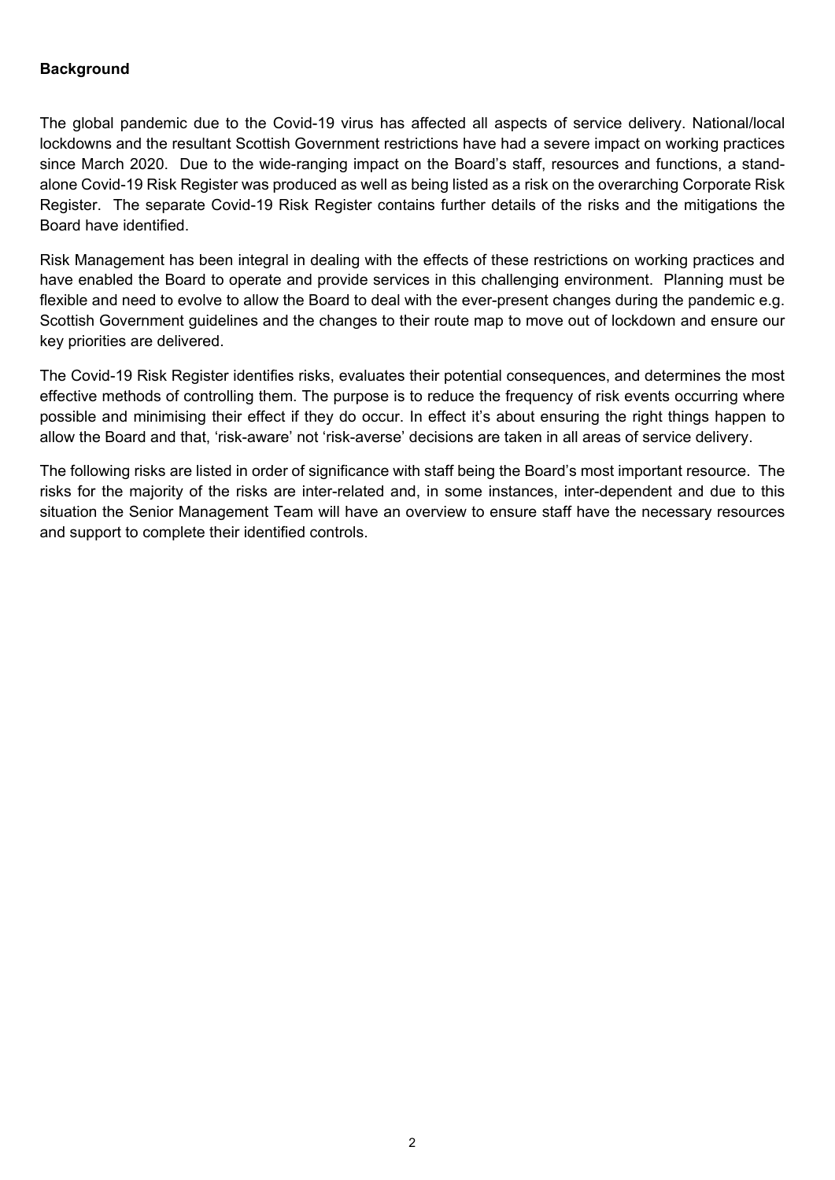**Background**

The global pandemic due to the Covid-19 virus has affected all aspects of service delivery. National/local lockdowns and the resultant Scottish Government restrictions have had a severe impact on working practices since March 2020. Due to the wide-ranging impact on the Board's staff, resources and functions, a stand-alone Covid-19 Risk Register was produced as well as being listed as a risk on the overarching Corporate Risk Register. The separate Covid-19 Risk Register contains further details of the risks and the mitigations the Board have identified.

Risk Management has been integral in dealing with the effects of these restrictions on working practices and have enabled the Board to operate and provide services in this challenging environment. Planning must be flexible and need to evolve to allow the Board to deal with the ever-present changes during the pandemic e.g. Scottish Government guidelines and the changes to their route map to move out of lockdown and ensure our key priorities are delivered.

The Covid-19 Risk Register identifies risks, evaluates their potential consequences, and determines the most effective methods of controlling them. The purpose is to reduce the frequency of risk events occurring where possible and minimising their effect if they do occur. In effect it's about ensuring the right things happen to allow the Board and that, 'risk-aware' not 'risk-averse' decisions are taken in all areas of service delivery.

The following risks are listed in order of significance with staff being the Board's most important resource. The risks for the majority of the risks are inter-related and, in some instances, inter-dependent and due to this situation the Senior Management Team will have an overview to ensure staff have the necessary resources and support to complete their identified controls.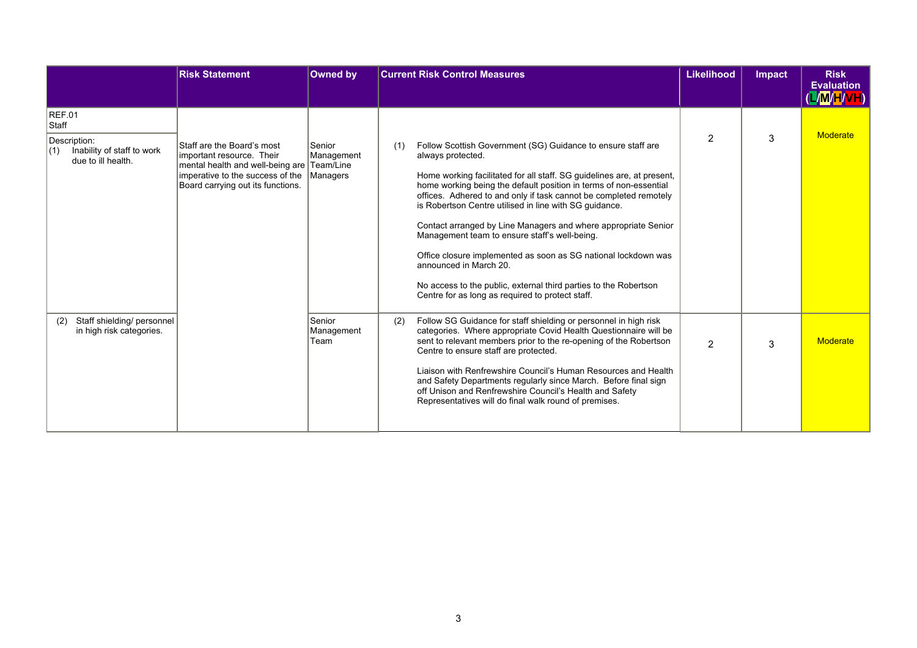| | Risk Statement | Owned by | Current Risk Control Measures | Likelihood | Impact | Risk Evaluation (L/M/H/VH) |
|---|---|---|---|---|---|---|
| REF.01<br>Staff<br><br>Description:<br>(1) Inability of staff to work due to ill health. | Staff are the Board's most important resource. Their mental health and well-being are imperative to the success of the Board carrying out its functions. | Senior Management Team/Line Managers | (1) Follow Scottish Government (SG) Guidance to ensure staff are always protected.<br><br>Home working facilitated for all staff. SG guidelines are, at present, home working being the default position in terms of non-essential offices. Adhered to and only if task cannot be completed remotely is Robertson Centre utilised in line with SG guidance.<br><br>Contact arranged by Line Managers and where appropriate Senior Management team to ensure staff's well-being.<br><br>Office closure implemented as soon as SG national lockdown was announced in March 20.<br><br>No access to the public, external third parties to the Robertson Centre for as long as required to protect staff. | 2 | 3 | Moderate |
| (2) Staff shielding/ personnel in high risk categories. | | Senior Management Team | (2) Follow SG Guidance for staff shielding or personnel in high risk categories. Where appropriate Covid Health Questionnaire will be sent to relevant members prior to the re-opening of the Robertson Centre to ensure staff are protected.<br><br>Liaison with Renfrewshire Council's Human Resources and Health and Safety Departments regularly since March. Before final sign off Unison and Renfrewshire Council's Health and Safety Representatives will do final walk round of premises. | 2 | 3 | Moderate |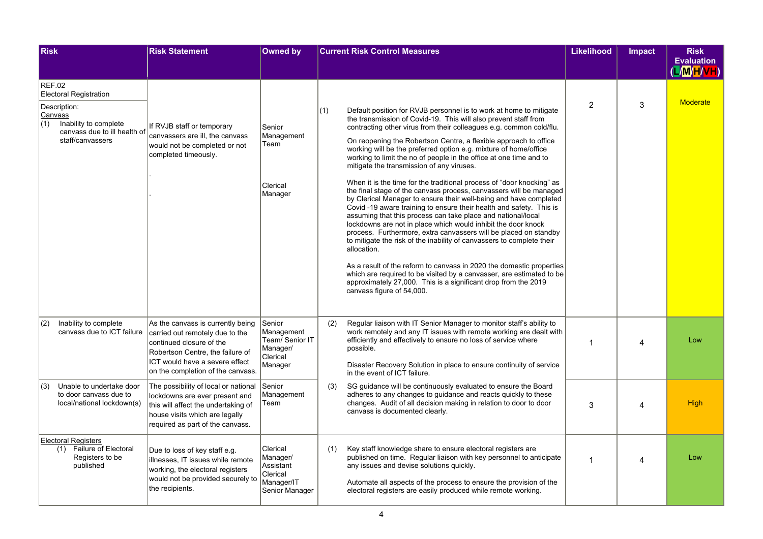| Risk | Risk Statement | Owned by | Current Risk Control Measures | Likelihood | Impact | Risk Evaluation (L/M/H/VH) |
|---|---|---|---|---|---|---|
| REF.02 Electoral Registration<br><br>Description:<br>Canvass<br>(1) Inability to complete canvass due to ill health of staff/canvassers | If RVJB staff or temporary canvassers are ill, the canvass would not be completed or not completed timeously.<br><br>.<br><br>. | Senior Management Team<br><br>Clerical Manager | (1) Default position for RVJB personnel is to work at home to mitigate the transmission of Covid-19. This will also prevent staff from contracting other virus from their colleagues e.g. common cold/flu.<br><br>On reopening the Robertson Centre, a flexible approach to office working will be the preferred option e.g. mixture of home/office working to limit the no of people in the office at one time and to mitigate the transmission of any viruses.<br><br>When it is the time for the traditional process of "door knocking" as the final stage of the canvass process, canvassers will be managed by Clerical Manager to ensure their well-being and have completed Covid -19 aware training to ensure their health and safety. This is assuming that this process can take place and national/local lockdowns are not in place which would inhibit the door knock process. Furthermore, extra canvassers will be placed on standby to mitigate the risk of the inability of canvassers to complete their allocation.<br><br>As a result of the reform to canvass in 2020 the domestic properties which are required to be visited by a canvasser, are estimated to be approximately 27,000. This is a significant drop from the 2019 canvass figure of 54,000. | 2 | 3 | Moderate |
| (2) Inability to complete canvass due to ICT failure | As the canvass is currently being carried out remotely due to the continued closure of the Robertson Centre, the failure of ICT would have a severe effect on the completion of the canvass. | Senior Management Team/ Senior IT Manager/ Clerical Manager | (2) Regular liaison with IT Senior Manager to monitor staff's ability to work remotely and any IT issues with remote working are dealt with efficiently and effectively to ensure no loss of service where possible.<br><br>Disaster Recovery Solution in place to ensure continuity of service in the event of ICT failure. | 1 | 4 | Low |
| (3) Unable to undertake door to door canvass due to local/national lockdown(s) | The possibility of local or national lockdowns are ever present and this will affect the undertaking of house visits which are legally required as part of the canvass. | Senior Management Team | (3) SG guidance will be continuously evaluated to ensure the Board adheres to any changes to guidance and reacts quickly to these changes. Audit of all decision making in relation to door to door canvass is documented clearly. | 3 | 4 | High |
| Electoral Registers<br>(1) Failure of Electoral Registers to be published | Due to loss of key staff e.g. illnesses, IT issues while remote working, the electoral registers would not be provided securely to the recipients. | Clerical Manager/ Assistant Clerical Manager/IT Senior Manager | (1) Key staff knowledge share to ensure electoral registers are published on time. Regular liaison with key personnel to anticipate any issues and devise solutions quickly.<br><br>Automate all aspects of the process to ensure the provision of the electoral registers are easily produced while remote working. | 1 | 4 | Low |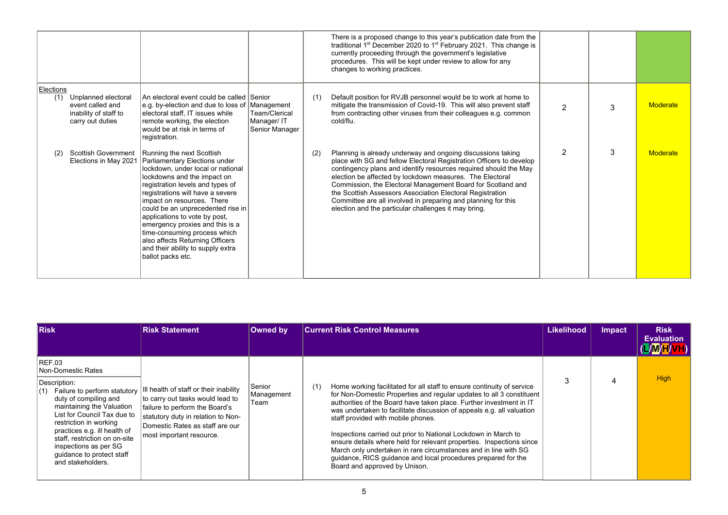| | | | | | | |
|---|---|---|---|---|---|---|
| | | | There is a proposed change to this year's publication date from the traditional 1st December 2020 to 1st February 2021. This change is currently proceeding through the government's legislative procedures. This will be kept under review to allow for any changes to working practices. | | | |
| Elections<br>(1) Unplanned electoral event called and inability of staff to carry out duties | An electoral event could be called e.g. by-election and due to loss of electoral staff, IT issues while remote working, the election would be at risk in terms of registration. | Senior Management Team/Clerical Manager/ IT Senior Manager | (1) Default position for RVJB personnel would be to work at home to mitigate the transmission of Covid-19. This will also prevent staff from contracting other viruses from their colleagues e.g. common cold/flu. | 2 | 3 | Moderate |
| (2) Scottish Government Elections in May 2021 | Running the next Scottish Parliamentary Elections under lockdown, under local or national lockdowns and the impact on registration levels and types of registrations will have a severe impact on resources. There could be an unprecedented rise in applications to vote by post, emergency proxies and this is a time-consuming process which also affects Returning Officers and their ability to supply extra ballot packs etc. | | (2) Planning is already underway and ongoing discussions taking place with SG and fellow Electoral Registration Officers to develop contingency plans and identify resources required should the May election be affected by lockdown measures. The Electoral Commission, the Electoral Management Board for Scotland and the Scottish Assessors Association Electoral Registration Committee are all involved in preparing and planning for this election and the particular challenges it may bring. | 2 | 3 | Moderate |

| Risk | Risk Statement | Owned by | Current Risk Control Measures | Likelihood | Impact | Risk Evaluation (L/M/H/VH) |
|---|---|---|---|---|---|---|
| REF.03<br>Non-Domestic Rates<br><br>Description:<br>(1) Failure to perform statutory duty of compiling and maintaining the Valuation List for Council Tax due to restriction in working practices e.g. ill health of staff, restriction on on-site inspections as per SG guidance to protect staff and stakeholders. | Ill health of staff or their inability to carry out tasks would lead to failure to perform the Board's statutory duty in relation to Non-Domestic Rates as staff are our most important resource. | Senior Management Team | (1) Home working facilitated for all staff to ensure continuity of service for Non-Domestic Properties and regular updates to all 3 constituent authorities of the Board have taken place. Further investment in IT was undertaken to facilitate discussion of appeals e.g. all valuation staff provided with mobile phones.<br><br>Inspections carried out prior to National Lockdown in March to ensure details where held for relevant properties. Inspections since March only undertaken in rare circumstances and in line with SG guidance, RICS guidance and local procedures prepared for the Board and approved by Unison. | 3 | 4 | High |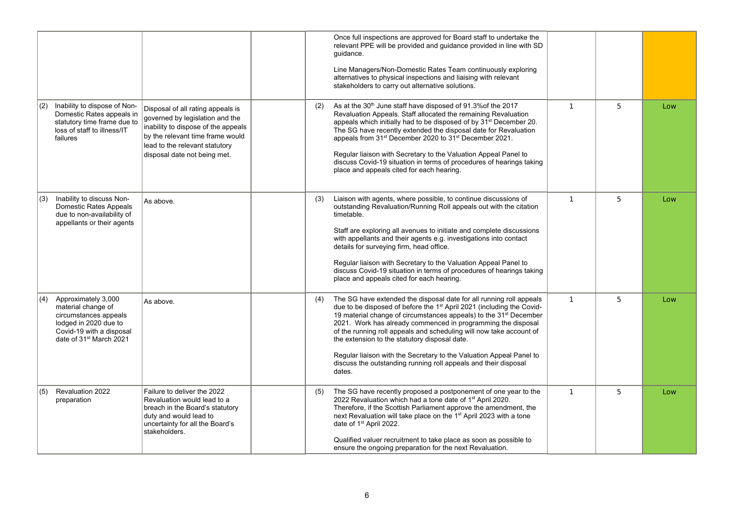| | | | | | | |
|---|---|---|---|---|---|---|
| | | | Once full inspections are approved for Board staff to undertake the relevant PPE will be provided and guidance provided in line with SD guidance.<br><br>Line Managers/Non-Domestic Rates Team continuously exploring alternatives to physical inspections and liaising with relevant stakeholders to carry out alternative solutions. | | | |
| (2) Inability to dispose of Non-Domestic Rates appeals in statutory time frame due to loss of staff to illness/IT failures | Disposal of all rating appeals is governed by legislation and the inability to dispose of the appeals by the relevant time frame would lead to the relevant statutory disposal date not being met. | | (2) As at the 30th June staff have disposed of 91.3%of the 2017 Revaluation Appeals. Staff allocated the remaining Revaluation appeals which initially had to be disposed of by 31st December 20. The SG have recently extended the disposal date for Revaluation appeals from 31st December 2020 to 31st December 2021.<br><br>Regular liaison with Secretary to the Valuation Appeal Panel to discuss Covid-19 situation in terms of procedures of hearings taking place and appeals cited for each hearing. | 1 | 5 | Low |
| (3) Inability to discuss Non-Domestic Rates Appeals due to non-availability of appellants or their agents | As above. | | (3) Liaison with agents, where possible, to continue discussions of outstanding Revaluation/Running Roll appeals out with the citation timetable.<br><br>Staff are exploring all avenues to initiate and complete discussions with appellants and their agents e.g. investigations into contact details for surveying firm, head office.<br><br>Regular liaison with Secretary to the Valuation Appeal Panel to discuss Covid-19 situation in terms of procedures of hearings taking place and appeals cited for each hearing. | 1 | 5 | Low |
| (4) Approximately 3,000 material change of circumstances appeals lodged in 2020 due to Covid-19 with a disposal date of 31st March 2021 | As above. | | (4) The SG have extended the disposal date for all running roll appeals due to be disposed of before the 1st April 2021 (including the Covid-19 material change of circumstances appeals) to the 31st December 2021. Work has already commenced in programming the disposal of the running roll appeals and scheduling will now take account of the extension to the statutory disposal date.<br><br>Regular liaison with the Secretary to the Valuation Appeal Panel to discuss the outstanding running roll appeals and their disposal dates. | 1 | 5 | Low |
| (5) Revaluation 2022 preparation | Failure to deliver the 2022 Revaluation would lead to a breach in the Board's statutory duty and would lead to uncertainty for all the Board's stakeholders. | | (5) The SG have recently proposed a postponement of one year to the 2022 Revaluation which had a tone date of 1st April 2020. Therefore, if the Scottish Parliament approve the amendment, the next Revaluation will take place on the 1st April 2023 with a tone date of 1st April 2022.<br><br>Qualified valuer recruitment to take place as soon as possible to ensure the ongoing preparation for the next Revaluation. | 1 | 5 | Low |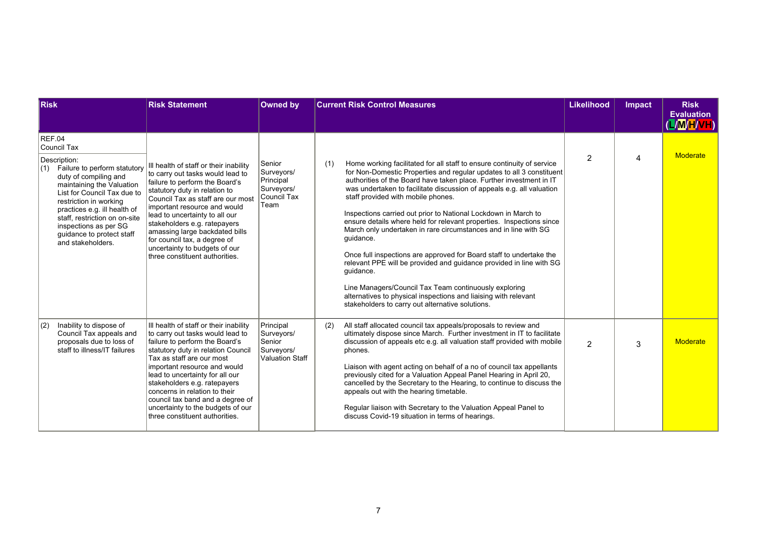| Risk | Risk Statement | Owned by | Current Risk Control Measures | Likelihood | Impact | Risk Evaluation (L/M/H/VH) |
|---|---|---|---|---|---|---|
| REF.04<br>Council Tax<br><br>Description:<br>(1) Failure to perform statutory duty of compiling and maintaining the Valuation List for Council Tax due to restriction in working practices e.g. ill health of staff, restriction on on-site inspections as per SG guidance to protect staff and stakeholders. | Ill health of staff or their inability to carry out tasks would lead to failure to perform the Board's statutory duty in relation to Council Tax as staff are our most important resource and would lead to uncertainty to all our stakeholders e.g. ratepayers amassing large backdated bills for council tax, a degree of uncertainty to budgets of our three constituent authorities. | Senior Surveyors/ Principal Surveyors/ Council Tax Team | (1) Home working facilitated for all staff to ensure continuity of service for Non-Domestic Properties and regular updates to all 3 constituent authorities of the Board have taken place. Further investment in IT was undertaken to facilitate discussion of appeals e.g. all valuation staff provided with mobile phones.<br><br>Inspections carried out prior to National Lockdown in March to ensure details where held for relevant properties. Inspections since March only undertaken in rare circumstances and in line with SG guidance.<br><br>Once full inspections are approved for Board staff to undertake the relevant PPE will be provided and guidance provided in line with SG guidance.<br><br>Line Managers/Council Tax Team continuously exploring alternatives to physical inspections and liaising with relevant stakeholders to carry out alternative solutions. | 2 | 4 | Moderate |
| (2) Inability to dispose of Council Tax appeals and proposals due to loss of staff to illness/IT failures | Ill health of staff or their inability to carry out tasks would lead to failure to perform the Board's statutory duty in relation Council Tax as staff are our most important resource and would lead to uncertainty for all our stakeholders e.g. ratepayers concerns in relation to their council tax band and a degree of uncertainty to the budgets of our three constituent authorities. | Principal Surveyors/ Senior Surveyors/ Valuation Staff | (2) All staff allocated council tax appeals/proposals to review and ultimately dispose since March. Further investment in IT to facilitate discussion of appeals etc e.g. all valuation staff provided with mobile phones.<br><br>Liaison with agent acting on behalf of a no of council tax appellants previously cited for a Valuation Appeal Panel Hearing in April 20, cancelled by the Secretary to the Hearing, to continue to discuss the appeals out with the hearing timetable.<br><br>Regular liaison with Secretary to the Valuation Appeal Panel to discuss Covid-19 situation in terms of hearings. | 2 | 3 | Moderate |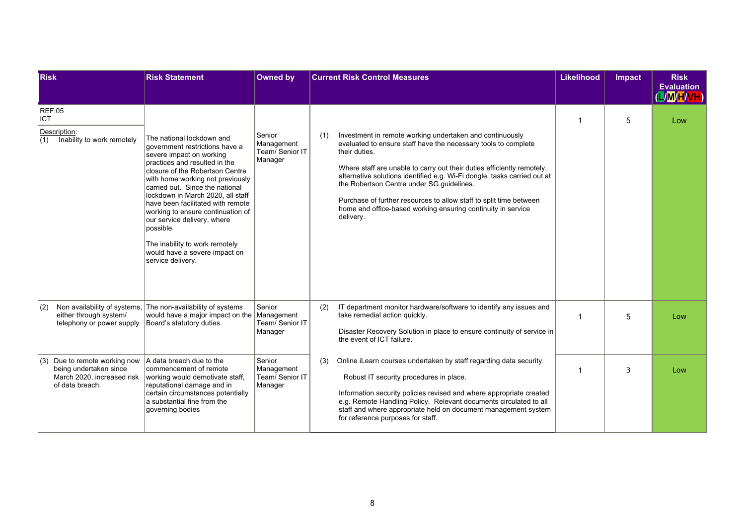| Risk | Risk Statement | Owned by | Current Risk Control Measures | Likelihood | Impact | Risk Evaluation (L/M/H/VH) |
|---|---|---|---|---|---|---|
| REF.05<br>ICT<br><br>Description:<br>(1) Inability to work remotely | The national lockdown and government restrictions have a severe impact on working practices and resulted in the closure of the Robertson Centre with home working not previously carried out. Since the national lockdown in March 2020, all staff have been facilitated with remote working to ensure continuation of our service delivery, where possible.<br><br>The inability to work remotely would have a severe impact on service delivery. | Senior Management Team/ Senior IT Manager | (1) Investment in remote working undertaken and continuously evaluated to ensure staff have the necessary tools to complete their duties.<br><br>Where staff are unable to carry out their duties efficiently remotely, alternative solutions identified e.g. Wi-Fi dongle, tasks carried out at the Robertson Centre under SG guidelines.<br><br>Purchase of further resources to allow staff to split time between home and office-based working ensuring continuity in service delivery. | 1 | 5 | Low |
| (2) Non availability of systems, either through system/ telephony or power supply | The non-availability of systems would have a major impact on the Board's statutory duties. | Senior Management Team/ Senior IT Manager | (2) IT department monitor hardware/software to identify any issues and take remedial action quickly.<br><br>Disaster Recovery Solution in place to ensure continuity of service in the event of ICT failure. | 1 | 5 | Low |
| (3) Due to remote working now being undertaken since March 2020, increased risk of data breach. | A data breach due to the commencement of remote working would demotivate staff, reputational damage and in certain circumstances potentially a substantial fine from the governing bodies | Senior Management Team/ Senior IT Manager | (3) Online iLearn courses undertaken by staff regarding data security.<br><br>Robust IT security procedures in place.<br><br>Information security policies revised and where appropriate created e.g. Remote Handling Policy. Relevant documents circulated to all staff and where appropriate held on document management system for reference purposes for staff. | 1 | 3 | Low |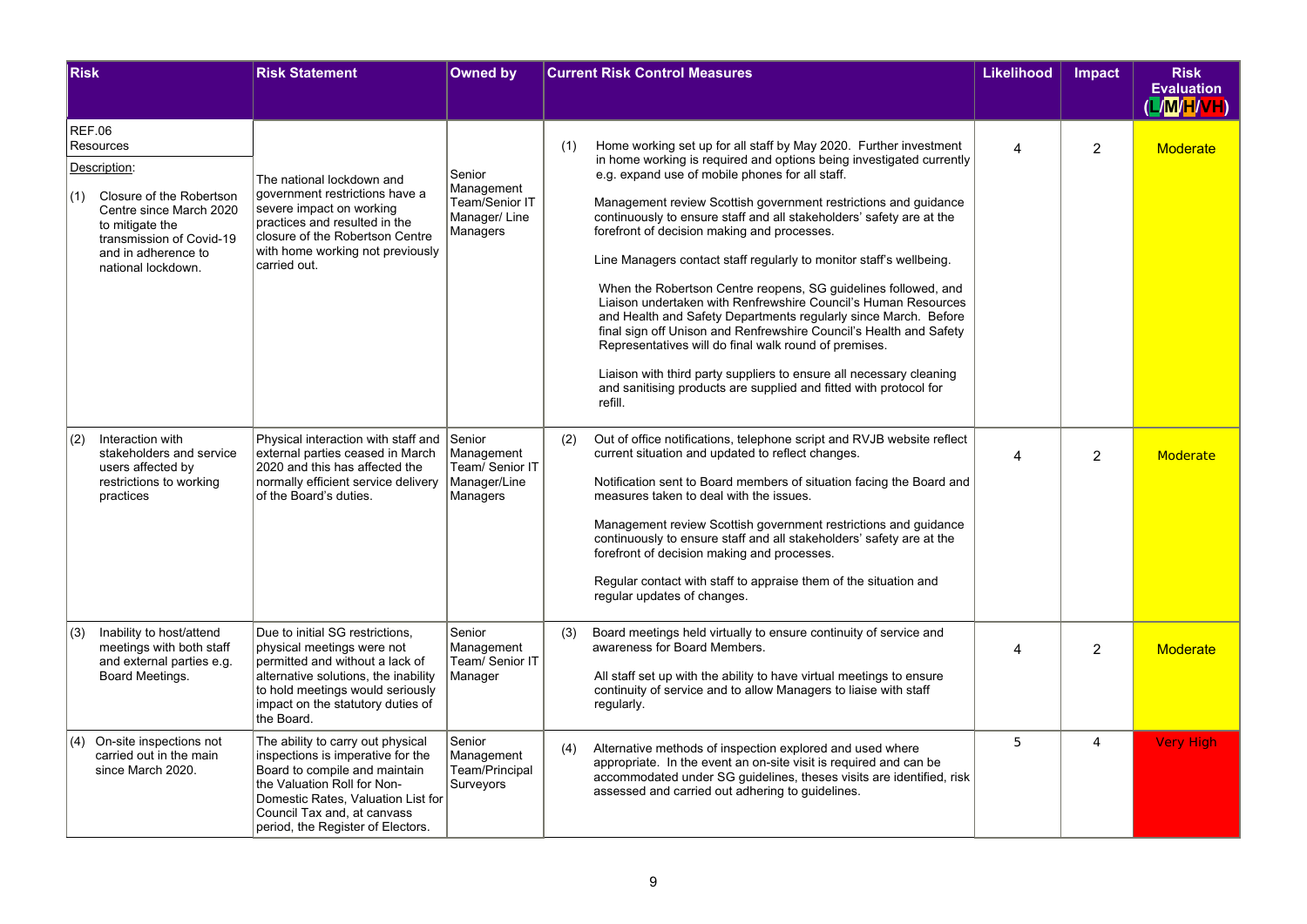| Risk | Risk Statement | Owned by | Current Risk Control Measures | Likelihood | Impact | Risk Evaluation (L/M/H/VH) |
|---|---|---|---|---|---|---|
| REF.06<br>Resources<br><br>Description:<br><br>(1) Closure of the Robertson Centre since March 2020 to mitigate the transmission of Covid-19 and in adherence to national lockdown. | The national lockdown and government restrictions have a severe impact on working practices and resulted in the closure of the Robertson Centre with home working not previously carried out. | Senior Management Team/Senior IT Manager/ Line Managers | (1) Home working set up for all staff by May 2020. Further investment in home working is required and options being investigated currently e.g. expand use of mobile phones for all staff.<br><br>Management review Scottish government restrictions and guidance continuously to ensure staff and all stakeholders' safety are at the forefront of decision making and processes.<br><br>Line Managers contact staff regularly to monitor staff's wellbeing.<br><br>When the Robertson Centre reopens, SG guidelines followed, and Liaison undertaken with Renfrewshire Council's Human Resources and Health and Safety Departments regularly since March. Before final sign off Unison and Renfrewshire Council's Health and Safety Representatives will do final walk round of premises.<br><br>Liaison with third party suppliers to ensure all necessary cleaning and sanitising products are supplied and fitted with protocol for refill. | 4 | 2 | Moderate |
| (2) Interaction with stakeholders and service users affected by restrictions to working practices | Physical interaction with staff and external parties ceased in March 2020 and this has affected the normally efficient service delivery of the Board's duties. | Senior Management Team/ Senior IT Manager/Line Managers | (2) Out of office notifications, telephone script and RVJB website reflect current situation and updated to reflect changes.<br><br>Notification sent to Board members of situation facing the Board and measures taken to deal with the issues.<br><br>Management review Scottish government restrictions and guidance continuously to ensure staff and all stakeholders' safety are at the forefront of decision making and processes.<br><br>Regular contact with staff to appraise them of the situation and regular updates of changes. | 4 | 2 | Moderate |
| (3) Inability to host/attend meetings with both staff and external parties e.g. Board Meetings. | Due to initial SG restrictions, physical meetings were not permitted and without a lack of alternative solutions, the inability to hold meetings would seriously impact on the statutory duties of the Board. | Senior Management Team/ Senior IT Manager | (3) Board meetings held virtually to ensure continuity of service and awareness for Board Members.<br><br>All staff set up with the ability to have virtual meetings to ensure continuity of service and to allow Managers to liaise with staff regularly. | 4 | 2 | Moderate |
| (4) On-site inspections not carried out in the main since March 2020. | The ability to carry out physical inspections is imperative for the Board to compile and maintain the Valuation Roll for Non-Domestic Rates, Valuation List for Council Tax and, at canvass period, the Register of Electors. | Senior Management Team/Principal Surveyors | (4) Alternative methods of inspection explored and used where appropriate. In the event an on-site visit is required and can be accommodated under SG guidelines, theses visits are identified, risk assessed and carried out adhering to guidelines. | 5 | 4 | Very High |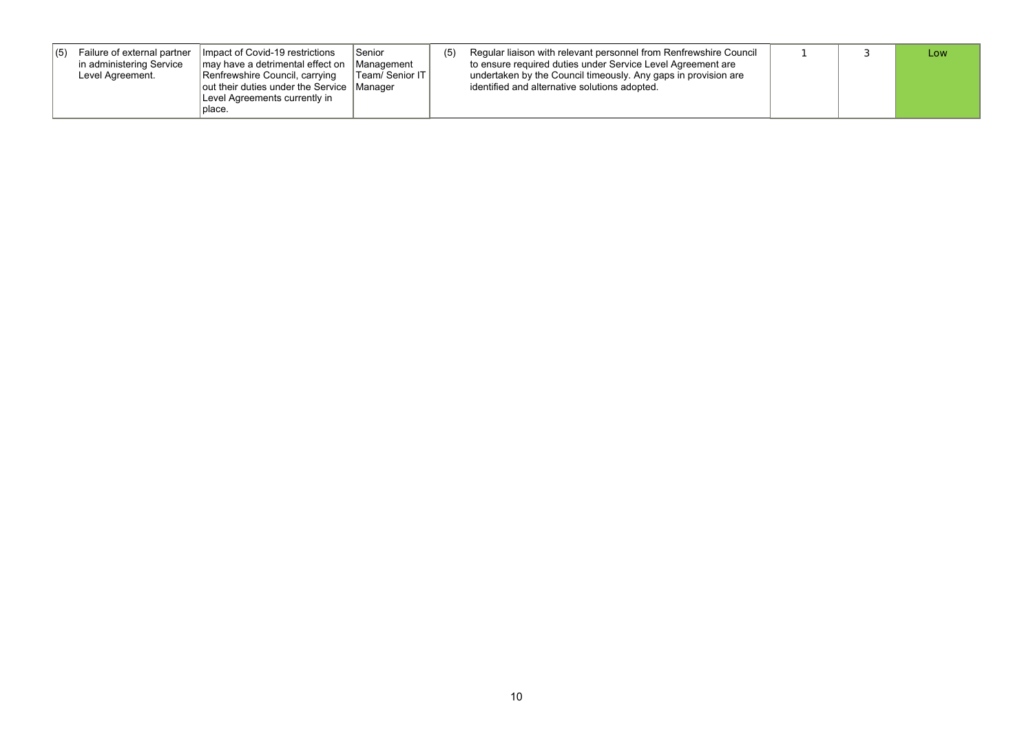| | | | | | | | |
|---|---|---|---|---|---|---|---|
| (5) | Failure of external partner in administering Service Level Agreement. | Impact of Covid-19 restrictions may have a detrimental effect on Renfrewshire Council, carrying out their duties under the Service Level Agreements currently in place. | Senior Management Team/ Senior IT Manager | (5) Regular liaison with relevant personnel from Renfrewshire Council to ensure required duties under Service Level Agreement are undertaken by the Council timeously. Any gaps in provision are identified and alternative solutions adopted. | 1 | 3 | Low |